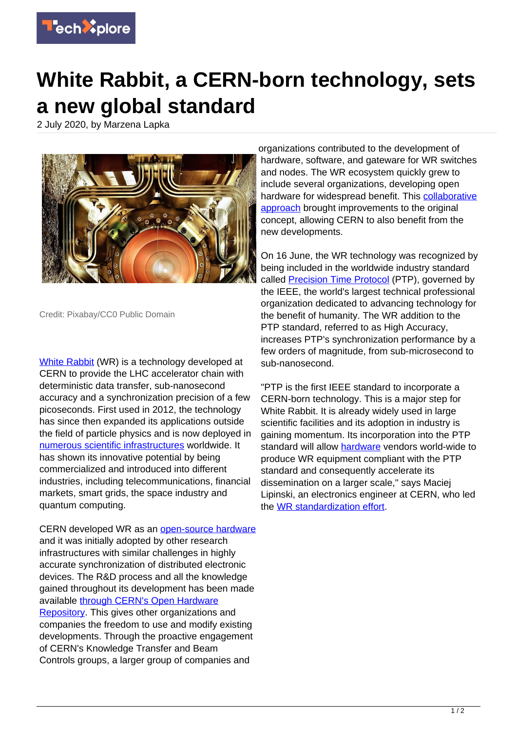# White Rabbit, a CERN-born technology, sets a new global standard

2 July 2020, by Marzena Lapka

Credit: Pixabay/CC0 Public Domain

White Rabbit (WR) is a technology developed at CERN to provide the LHC accelerator chain with deterministic data transfer, sub-nanosecond accuracy and a synchronization precision of a few picoseconds. First used in 2012, the technology has since then expanded its applications outside the field of particle physics and is now deployed in numerous scientific infrastructures worldwide. It has shown its innovative potential by being commercialized and introduced into different industries, including telecommunications, financial markets, smart grids, the space industry and quantum computing.

CERN developed WR as an open-source hardware and it was initially adopted by other research infrastructures with similar challenges in highly accurate synchronization of distributed electronic devices. The R&D process and all the knowledge gained throughout its development has been made available through CERN's Open Hardware Repository. This gives other organizations and companies the freedom to use and modify existing developments. Through the proactive engagement of CERN's Knowledge Transfer and Beam Controls groups, a larger group of companies and organizations contributed to the development of hardware, software, and gateware for WR switches and nodes. The WR ecosystem quickly grew to include several organizations, developing open hardware for widespread benefit. This collaborative approach brought improvements to the original concept, allowing CERN to also benefit from the new developments.

On 16 June, the WR technology was recognized by being included in the worldwide industry standard called Precision Time Protocol (PTP), governed by the IEEE, the world's largest technical professional organization dedicated to advancing technology for the benefit of humanity. The WR addition to the PTP standard, referred to as High Accuracy, increases PTP's synchronization performance by a few orders of magnitude, from sub-microsecond to sub-nanosecond.

"PTP is the first IEEE standard to incorporate a CERN-born technology. This is a major step for White Rabbit. It is already widely used in large scientific facilities and its adoption in industry is gaining momentum. Its incorporation into the PTP standard will allow hardware vendors world-wide to produce WR equipment compliant with the PTP standard and consequently accelerate its dissemination on a larger scale," says Maciej Lipinski, an electronics engineer at CERN, who led the WR standardization effort.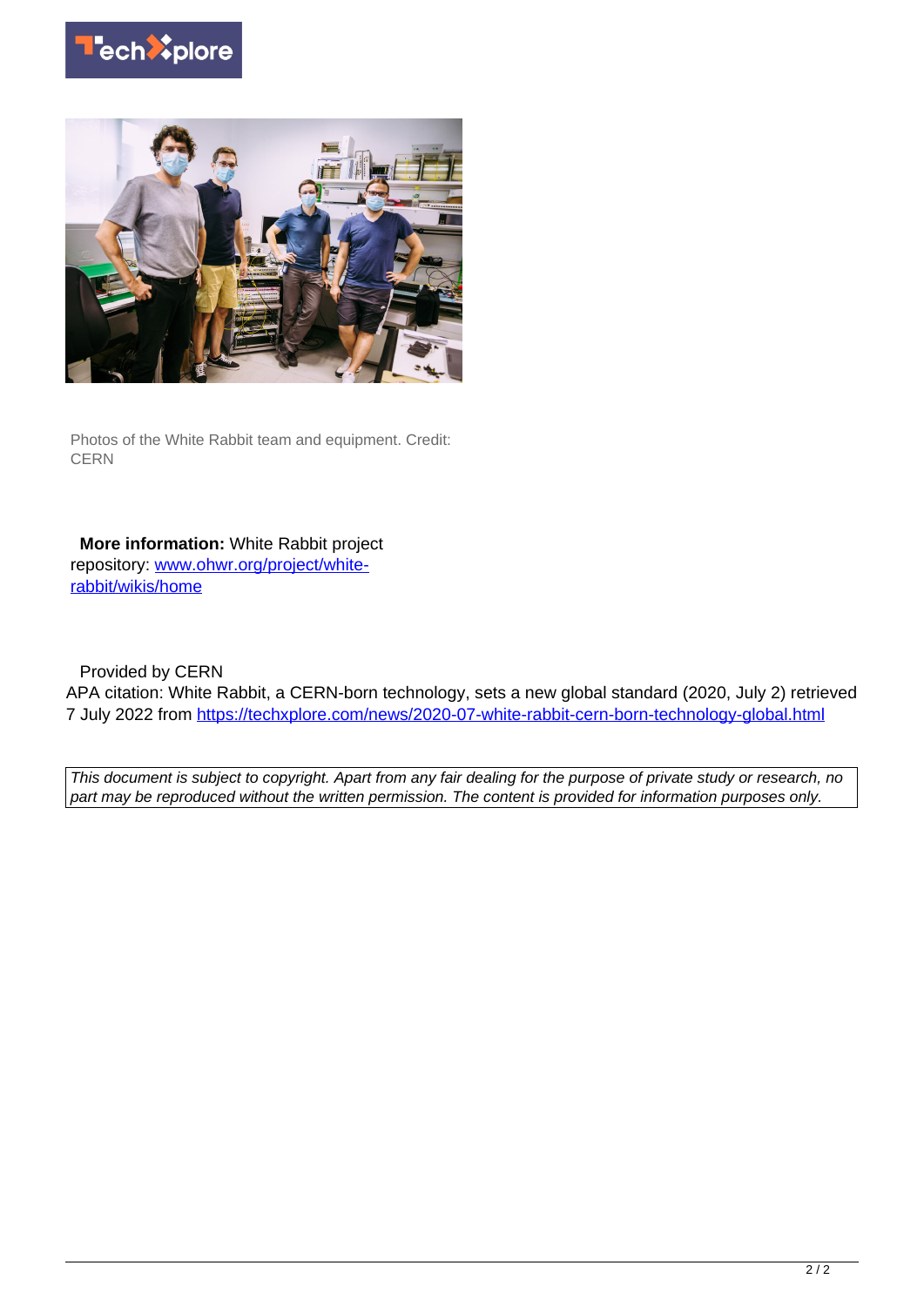Photos of the White Rabbit team and equipment. Credit: CERN

**More information:** White Rabbit project repository: [www.ohwr.org/project/white-rabbit/wikis/home](www.ohwr.org/project/white-rabbit/wikis/home)

Provided by CERN

APA citation: White Rabbit, a CERN-born technology, sets a new global standard (2020, July 2) retrieved 7 July 2022 from [https://techxplore.com/news/2020-07-white-rabbit-cern-born-technology-global.html](https://techxplore.com/news/2020-07-white-rabbit-cern-born-technology-global.html)

*This document is subject to copyright. Apart from any fair dealing for the purpose of private study or research, no part may be reproduced without the written permission. The content is provided for information purposes only.*